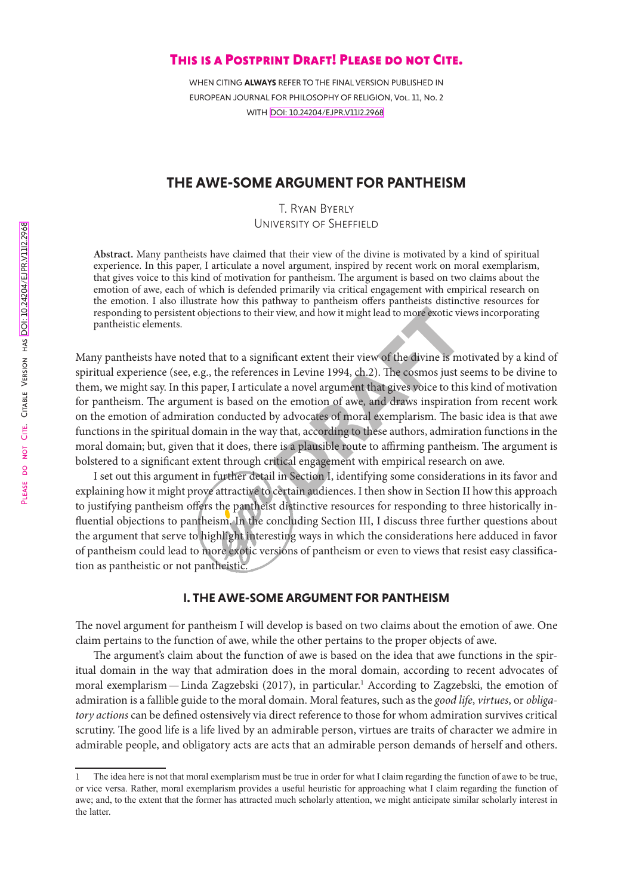**This is a Postprint Draft! Please do not Cite.**

When citing **always** refer to the final version published in European Journal for Philosophy of Religion, Vol. 11, No. 2 with DOI: 10.24204/EJPR.V11I2.2968

# THE AWE-SOME ARGUMENT FOR PANTHEISM

T. Ryan Byerly
University of Sheffield

**Abstract.** Many pantheists have claimed that their view of the divine is motivated by a kind of spiritual experience. In this paper, I articulate a novel argument, inspired by recent work on moral exemplarism, that gives voice to this kind of motivation for pantheism. The argument is based on two claims about the emotion of awe, each of which is defended primarily via critical engagement with empirical research on the emotion. I also illustrate how this pathway to pantheism offers pantheists distinctive resources for responding to persistent objections to their view, and how it might lead to more exotic views incorporating pantheistic elements.

Many pantheists have noted that to a significant extent their view of the divine is motivated by a kind of spiritual experience (see, e.g., the references in Levine 1994, ch.2). The cosmos just seems to be divine to them, we might say. In this paper, I articulate a novel argument that gives voice to this kind of motivation for pantheism. The argument is based on the emotion of awe, and draws inspiration from recent work on the emotion of admiration conducted by advocates of moral exemplarism. The basic idea is that awe functions in the spiritual domain in the way that, according to these authors, admiration functions in the moral domain; but, given that it does, there is a plausible route to affirming pantheism. The argument is bolstered to a significant extent through critical engagement with empirical research on awe.

I set out this argument in further detail in Section I, identifying some considerations in its favor and explaining how it might prove attractive to certain audiences. I then show in Section II how this approach to justifying pantheism offers the pantheist distinctive resources for responding to three historically influential objections to pantheism. In the concluding Section III, I discuss three further questions about the argument that serve to highlight interesting ways in which the considerations here adduced in favor of pantheism could lead to more exotic versions of pantheism or even to views that resist easy classification as pantheistic or not pantheistic.

## I. THE AWE-SOME ARGUMENT FOR PANTHEISM

The novel argument for pantheism I will develop is based on two claims about the emotion of awe. One claim pertains to the function of awe, while the other pertains to the proper objects of awe.

The argument's claim about the function of awe is based on the idea that awe functions in the spiritual domain in the way that admiration does in the moral domain, according to recent advocates of moral exemplarism — Linda Zagzebski (2017), in particular.[1] According to Zagzebski, the emotion of admiration is a fallible guide to the moral domain. Moral features, such as the *good life*, *virtues*, or *obligatory actions* can be defined ostensively via direct reference to those for whom admiration survives critical scrutiny. The good life is a life lived by an admirable person, virtues are traits of character we admire in admirable people, and obligatory acts are acts that an admirable person demands of herself and others.

---

1 The idea here is not that moral exemplarism must be true in order for what I claim regarding the function of awe to be true, or vice versa. Rather, moral exemplarism provides a useful heuristic for approaching what I claim regarding the function of awe; and, to the extent that the former has attracted much scholarly attention, we might anticipate similar scholarly interest in the latter.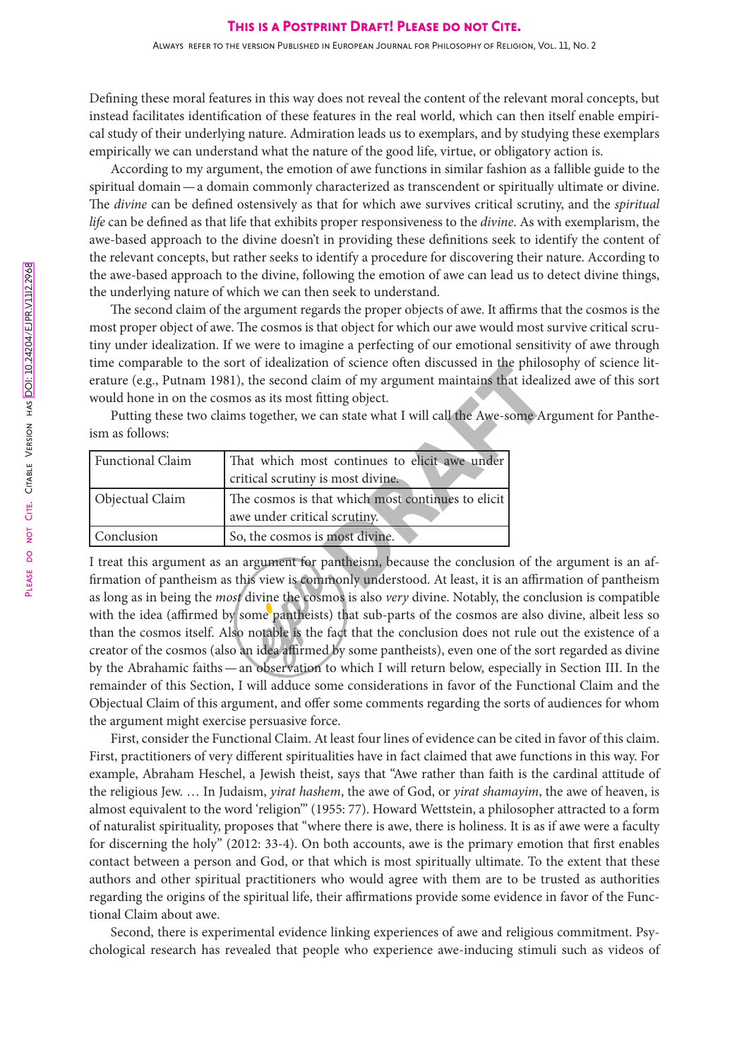Defining these moral features in this way does not reveal the content of the relevant moral concepts, but instead facilitates identification of these features in the real world, which can then itself enable empirical study of their underlying nature. Admiration leads us to exemplars, and by studying these exemplars empirically we can understand what the nature of the good life, virtue, or obligatory action is.

According to my argument, the emotion of awe functions in similar fashion as a fallible guide to the spiritual domain — a domain commonly characterized as transcendent or spiritually ultimate or divine. The *divine* can be defined ostensively as that for which awe survives critical scrutiny, and the *spiritual life* can be defined as that life that exhibits proper responsiveness to the *divine*. As with exemplarism, the awe-based approach to the divine doesn't in providing these definitions seek to identify the content of the relevant concepts, but rather seeks to identify a procedure for discovering their nature. According to the awe-based approach to the divine, following the emotion of awe can lead us to detect divine things, the underlying nature of which we can then seek to understand.

The second claim of the argument regards the proper objects of awe. It affirms that the cosmos is the most proper object of awe. The cosmos is that object for which our awe would most survive critical scrutiny under idealization. If we were to imagine a perfecting of our emotional sensitivity of awe through time comparable to the sort of idealization of science often discussed in the philosophy of science literature (e.g., Putnam 1981), the second claim of my argument maintains that idealized awe of this sort would hone in on the cosmos as its most fitting object.

Putting these two claims together, we can state what I will call the Awe-some Argument for Pantheism as follows:

| | |
|---|---|
| Functional Claim | That which most continues to elicit awe under critical scrutiny is most divine. |
| Objectual Claim | The cosmos is that which most continues to elicit awe under critical scrutiny. |
| Conclusion | So, the cosmos is most divine. |

I treat this argument as an argument for pantheism, because the conclusion of the argument is an affirmation of pantheism as this view is commonly understood. At least, it is an affirmation of pantheism as long as in being the *most* divine the cosmos is also *very* divine. Notably, the conclusion is compatible with the idea (affirmed by some pantheists) that sub-parts of the cosmos are also divine, albeit less so than the cosmos itself. Also notable is the fact that the conclusion does not rule out the existence of a creator of the cosmos (also an idea affirmed by some pantheists), even one of the sort regarded as divine by the Abrahamic faiths — an observation to which I will return below, especially in Section III. In the remainder of this Section, I will adduce some considerations in favor of the Functional Claim and the Objectual Claim of this argument, and offer some comments regarding the sorts of audiences for whom the argument might exercise persuasive force.

First, consider the Functional Claim. At least four lines of evidence can be cited in favor of this claim. First, practitioners of very different spiritualities have in fact claimed that awe functions in this way. For example, Abraham Heschel, a Jewish theist, says that "Awe rather than faith is the cardinal attitude of the religious Jew. … In Judaism, *yirat hashem*, the awe of God, or *yirat shamayim*, the awe of heaven, is almost equivalent to the word 'religion'" (1955: 77). Howard Wettstein, a philosopher attracted to a form of naturalist spirituality, proposes that "where there is awe, there is holiness. It is as if awe were a faculty for discerning the holy" (2012: 33-4). On both accounts, awe is the primary emotion that first enables contact between a person and God, or that which is most spiritually ultimate. To the extent that these authors and other spiritual practitioners who would agree with them are to be trusted as authorities regarding the origins of the spiritual life, their affirmations provide some evidence in favor of the Functional Claim about awe.

Second, there is experimental evidence linking experiences of awe and religious commitment. Psychological research has revealed that people who experience awe-inducing stimuli such as videos of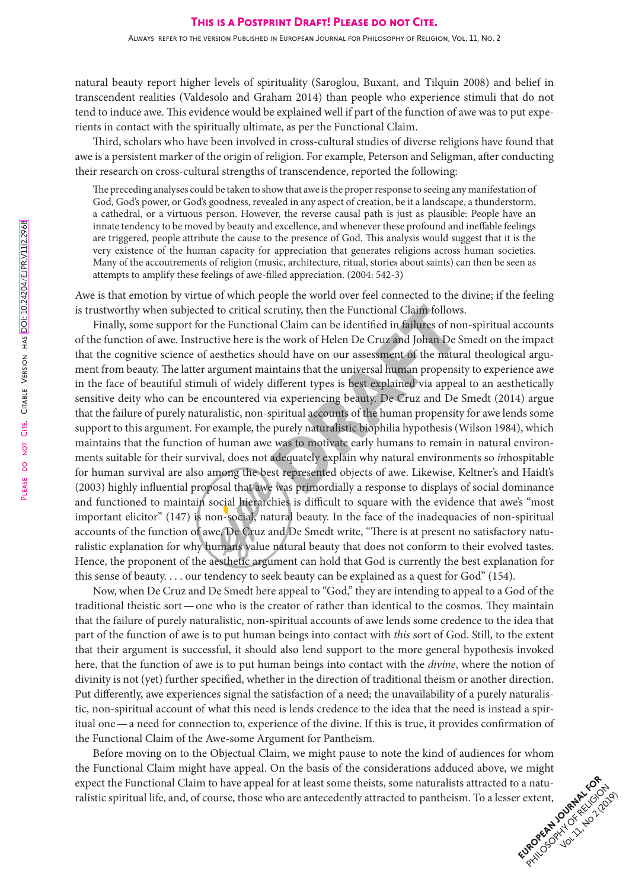natural beauty report higher levels of spirituality (Saroglou, Buxant, and Tilquin 2008) and belief in transcendent realities (Valdesolo and Graham 2014) than people who experience stimuli that do not tend to induce awe. This evidence would be explained well if part of the function of awe was to put experients in contact with the spiritually ultimate, as per the Functional Claim.

Third, scholars who have been involved in cross-cultural studies of diverse religions have found that awe is a persistent marker of the origin of religion. For example, Peterson and Seligman, after conducting their research on cross-cultural strengths of transcendence, reported the following:

> The preceding analyses could be taken to show that awe is the proper response to seeing any manifestation of God, God's power, or God's goodness, revealed in any aspect of creation, be it a landscape, a thunderstorm, a cathedral, or a virtuous person. However, the reverse causal path is just as plausible: People have an innate tendency to be moved by beauty and excellence, and whenever these profound and ineffable feelings are triggered, people attribute the cause to the presence of God. This analysis would suggest that it is the very existence of the human capacity for appreciation that generates religions across human societies. Many of the accoutrements of religion (music, architecture, ritual, stories about saints) can then be seen as attempts to amplify these feelings of awe-filled appreciation. (2004: 542-3)

Awe is that emotion by virtue of which people the world over feel connected to the divine; if the feeling is trustworthy when subjected to critical scrutiny, then the Functional Claim follows.

Finally, some support for the Functional Claim can be identified in failures of non-spiritual accounts of the function of awe. Instructive here is the work of Helen De Cruz and Johan De Smedt on the impact that the cognitive science of aesthetics should have on our assessment of the natural theological argument from beauty. The latter argument maintains that the universal human propensity to experience awe in the face of beautiful stimuli of widely different types is best explained via appeal to an aesthetically sensitive deity who can be encountered via experiencing beauty. De Cruz and De Smedt (2014) argue that the failure of purely naturalistic, non-spiritual accounts of the human propensity for awe lends some support to this argument. For example, the purely naturalistic biophilia hypothesis (Wilson 1984), which maintains that the function of human awe was to motivate early humans to remain in natural environments suitable for their survival, does not adequately explain why natural environments so *in*hospitable for human survival are also among the best represented objects of awe. Likewise, Keltner's and Haidt's (2003) highly influential proposal that awe was primordially a response to displays of social dominance and functioned to maintain social hierarchies is difficult to square with the evidence that awe's "most important elicitor" (147) is non-social, natural beauty. In the face of the inadequacies of non-spiritual accounts of the function of awe, De Cruz and De Smedt write, "There is at present no satisfactory naturalistic explanation for why humans value natural beauty that does not conform to their evolved tastes. Hence, the proponent of the aesthetic argument can hold that God is currently the best explanation for this sense of beauty. . . . our tendency to seek beauty can be explained as a quest for God" (154).

Now, when De Cruz and De Smedt here appeal to "God," they are intending to appeal to a God of the traditional theistic sort — one who is the creator of rather than identical to the cosmos. They maintain that the failure of purely naturalistic, non-spiritual accounts of awe lends some credence to the idea that part of the function of awe is to put human beings into contact with *this* sort of God. Still, to the extent that their argument is successful, it should also lend support to the more general hypothesis invoked here, that the function of awe is to put human beings into contact with the *divine*, where the notion of divinity is not (yet) further specified, whether in the direction of traditional theism or another direction. Put differently, awe experiences signal the satisfaction of a need; the unavailability of a purely naturalistic, non-spiritual account of what this need is lends credence to the idea that the need is instead a spiritual one — a need for connection to, experience of the divine. If this is true, it provides confirmation of the Functional Claim of the Awe-some Argument for Pantheism.

Before moving on to the Objectual Claim, we might pause to note the kind of audiences for whom the Functional Claim might have appeal. On the basis of the considerations adduced above, we might expect the Functional Claim to have appeal for at least some theists, some naturalists attracted to a naturalistic spiritual life, and, of course, those who are antecedently attracted to pantheism. To a lesser extent,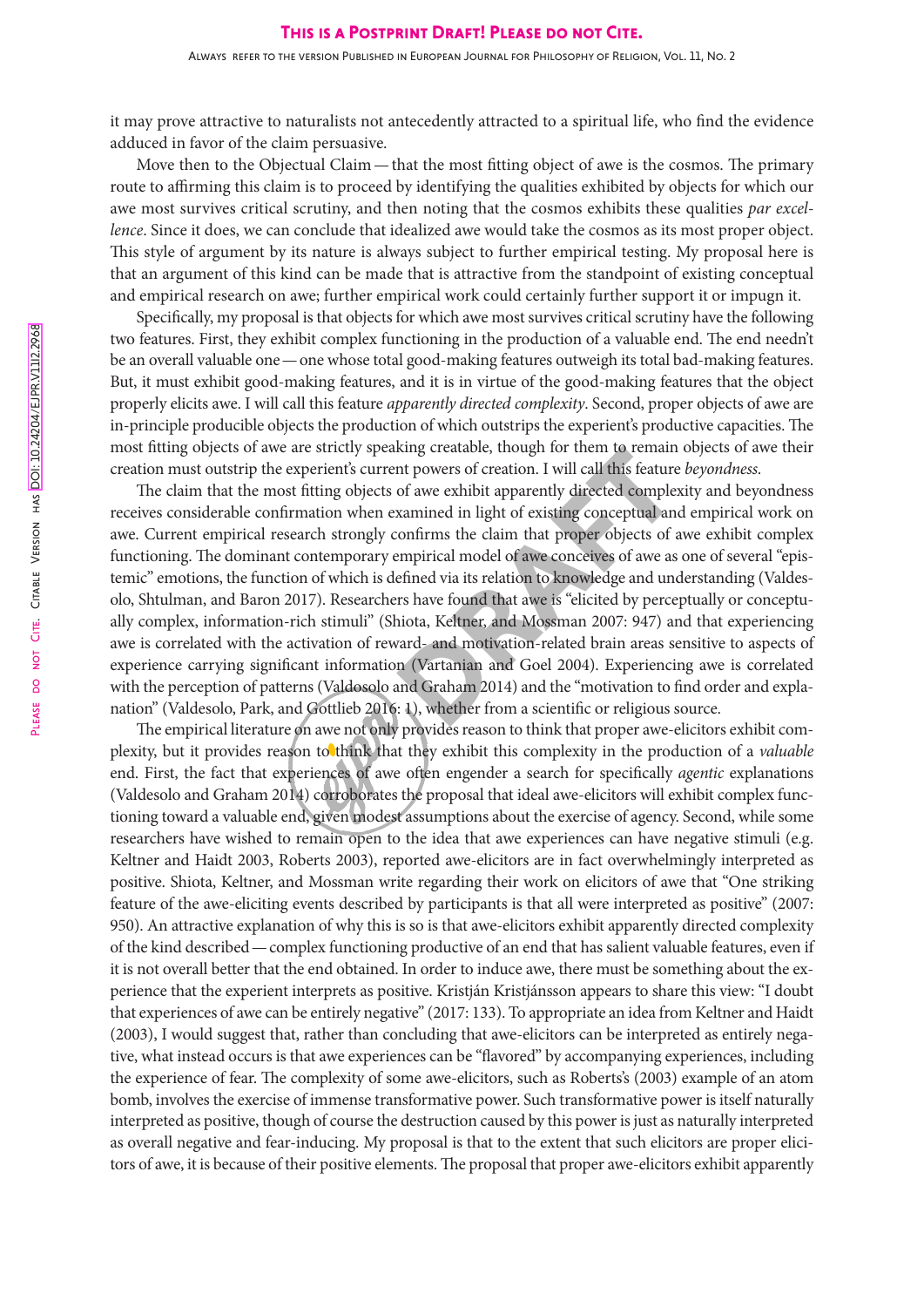it may prove attractive to naturalists not antecedently attracted to a spiritual life, who find the evidence adduced in favor of the claim persuasive.

Move then to the Objectual Claim — that the most fitting object of awe is the cosmos. The primary route to affirming this claim is to proceed by identifying the qualities exhibited by objects for which our awe most survives critical scrutiny, and then noting that the cosmos exhibits these qualities *par excellence*. Since it does, we can conclude that idealized awe would take the cosmos as its most proper object. This style of argument by its nature is always subject to further empirical testing. My proposal here is that an argument of this kind can be made that is attractive from the standpoint of existing conceptual and empirical research on awe; further empirical work could certainly further support it or impugn it.

Specifically, my proposal is that objects for which awe most survives critical scrutiny have the following two features. First, they exhibit complex functioning in the production of a valuable end. The end needn't be an overall valuable one — one whose total good-making features outweigh its total bad-making features. But, it must exhibit good-making features, and it is in virtue of the good-making features that the object properly elicits awe. I will call this feature *apparently directed complexity*. Second, proper objects of awe are in-principle producible objects the production of which outstrips the experient's productive capacities. The most fitting objects of awe are strictly speaking creatable, though for them to remain objects of awe their creation must outstrip the experient's current powers of creation. I will call this feature *beyondness*.

The claim that the most fitting objects of awe exhibit apparently directed complexity and beyondness receives considerable confirmation when examined in light of existing conceptual and empirical work on awe. Current empirical research strongly confirms the claim that proper objects of awe exhibit complex functioning. The dominant contemporary empirical model of awe conceives of awe as one of several "epistemic" emotions, the function of which is defined via its relation to knowledge and understanding (Valdesolo, Shtulman, and Baron 2017). Researchers have found that awe is "elicited by perceptually or conceptually complex, information-rich stimuli" (Shiota, Keltner, and Mossman 2007: 947) and that experiencing awe is correlated with the activation of reward- and motivation-related brain areas sensitive to aspects of experience carrying significant information (Vartanian and Goel 2004). Experiencing awe is correlated with the perception of patterns (Valdosolo and Graham 2014) and the "motivation to find order and explanation" (Valdesolo, Park, and Gottlieb 2016: 1), whether from a scientific or religious source.

The empirical literature on awe not only provides reason to think that proper awe-elicitors exhibit complexity, but it provides reason to think that they exhibit this complexity in the production of a *valuable* end. First, the fact that experiences of awe often engender a search for specifically *agentic* explanations (Valdesolo and Graham 2014) corroborates the proposal that ideal awe-elicitors will exhibit complex functioning toward a valuable end, given modest assumptions about the exercise of agency. Second, while some researchers have wished to remain open to the idea that awe experiences can have negative stimuli (e.g. Keltner and Haidt 2003, Roberts 2003), reported awe-elicitors are in fact overwhelmingly interpreted as positive. Shiota, Keltner, and Mossman write regarding their work on elicitors of awe that "One striking feature of the awe-eliciting events described by participants is that all were interpreted as positive" (2007: 950). An attractive explanation of why this is so is that awe-elicitors exhibit apparently directed complexity of the kind described — complex functioning productive of an end that has salient valuable features, even if it is not overall better that the end obtained. In order to induce awe, there must be something about the experience that the experient interprets as positive. Kristján Kristjánsson appears to share this view: "I doubt that experiences of awe can be entirely negative" (2017: 133). To appropriate an idea from Keltner and Haidt (2003), I would suggest that, rather than concluding that awe-elicitors can be interpreted as entirely negative, what instead occurs is that awe experiences can be "flavored" by accompanying experiences, including the experience of fear. The complexity of some awe-elicitors, such as Roberts's (2003) example of an atom bomb, involves the exercise of immense transformative power. Such transformative power is itself naturally interpreted as positive, though of course the destruction caused by this power is just as naturally interpreted as overall negative and fear-inducing. My proposal is that to the extent that such elicitors are proper elicitors of awe, it is because of their positive elements. The proposal that proper awe-elicitors exhibit apparently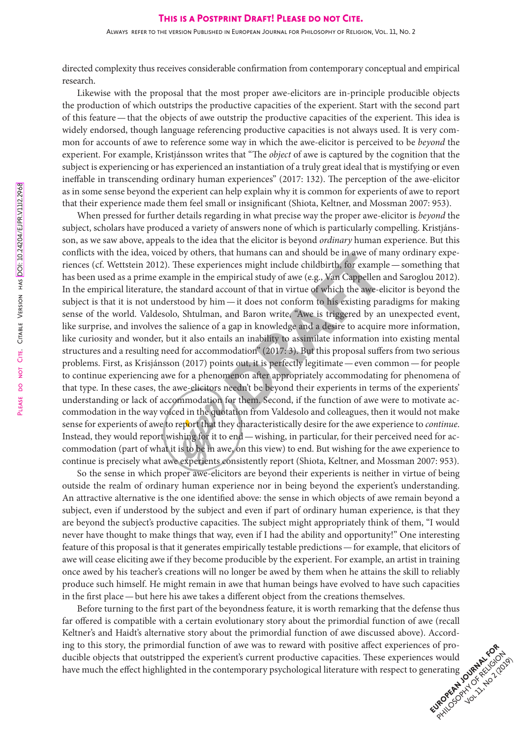directed complexity thus receives considerable confirmation from contemporary conceptual and empirical research.

Likewise with the proposal that the most proper awe-elicitors are in-principle producible objects the production of which outstrips the productive capacities of the experient. Start with the second part of this feature — that the objects of awe outstrip the productive capacities of the experient. This idea is widely endorsed, though language referencing productive capacities is not always used. It is very common for accounts of awe to reference some way in which the awe-elicitor is perceived to be *beyond* the experient. For example, Kristjánsson writes that "The *object* of awe is captured by the cognition that the subject is experiencing or has experienced an instantiation of a truly great ideal that is mystifying or even ineffable in transcending ordinary human experiences" (2017: 132). The perception of the awe-elicitor as in some sense beyond the experient can help explain why it is common for experients of awe to report that their experience made them feel small or insignificant (Shiota, Keltner, and Mossman 2007: 953).

When pressed for further details regarding in what precise way the proper awe-elicitor is *beyond* the subject, scholars have produced a variety of answers none of which is particularly compelling. Kristjánsson, as we saw above, appeals to the idea that the elicitor is beyond *ordinary* human experience. But this conflicts with the idea, voiced by others, that humans can and should be in awe of many ordinary experiences (cf. Wettstein 2012). These experiences might include childbirth, for example — something that has been used as a prime example in the empirical study of awe (e.g., Van Cappellen and Saroglou 2012). In the empirical literature, the standard account of that in virtue of which the awe-elicitor is beyond the subject is that it is not understood by him — it does not conform to his existing paradigms for making sense of the world. Valdesolo, Shtulman, and Baron write, "Awe is triggered by an unexpected event, like surprise, and involves the salience of a gap in knowledge and a desire to acquire more information, like curiosity and wonder, but it also entails an inability to assimilate information into existing mental structures and a resulting need for accommodation" (2017: 3). But this proposal suffers from two serious problems. First, as Krisjánsson (2017) points out, it is perfectly legitimate — even common — for people to continue experiencing awe for a phenomenon after appropriately accommodating for phenomena of that type. In these cases, the awe-elicitors needn't be beyond their experients in terms of the experients' understanding or lack of accommodation for them. Second, if the function of awe were to motivate accommodation in the way voiced in the quotation from Valdesolo and colleagues, then it would not make sense for experients of awe to report that they characteristically desire for the awe experience to *continue*. Instead, they would report wishing for it to end — wishing, in particular, for their perceived need for accommodation (part of what it is to be in awe, on this view) to end. But wishing for the awe experience to continue is precisely what awe experients consistently report (Shiota, Keltner, and Mossman 2007: 953).

So the sense in which proper awe-elicitors are beyond their experients is neither in virtue of being outside the realm of ordinary human experience nor in being beyond the experient's understanding. An attractive alternative is the one identified above: the sense in which objects of awe remain beyond a subject, even if understood by the subject and even if part of ordinary human experience, is that they are beyond the subject's productive capacities. The subject might appropriately think of them, "I would never have thought to make things that way, even if I had the ability and opportunity!" One interesting feature of this proposal is that it generates empirically testable predictions — for example, that elicitors of awe will cease eliciting awe if they become producible by the experient. For example, an artist in training once awed by his teacher's creations will no longer be awed by them when he attains the skill to reliably produce such himself. He might remain in awe that human beings have evolved to have such capacities in the first place — but here his awe takes a different object from the creations themselves.

Before turning to the first part of the beyondness feature, it is worth remarking that the defense thus far offered is compatible with a certain evolutionary story about the primordial function of awe (recall Keltner's and Haidt's alternative story about the primordial function of awe discussed above). According to this story, the primordial function of awe was to reward with positive affect experiences of producible objects that outstripped the experient's current productive capacities. These experiences would have much the effect highlighted in the contemporary psychological literature with respect to generating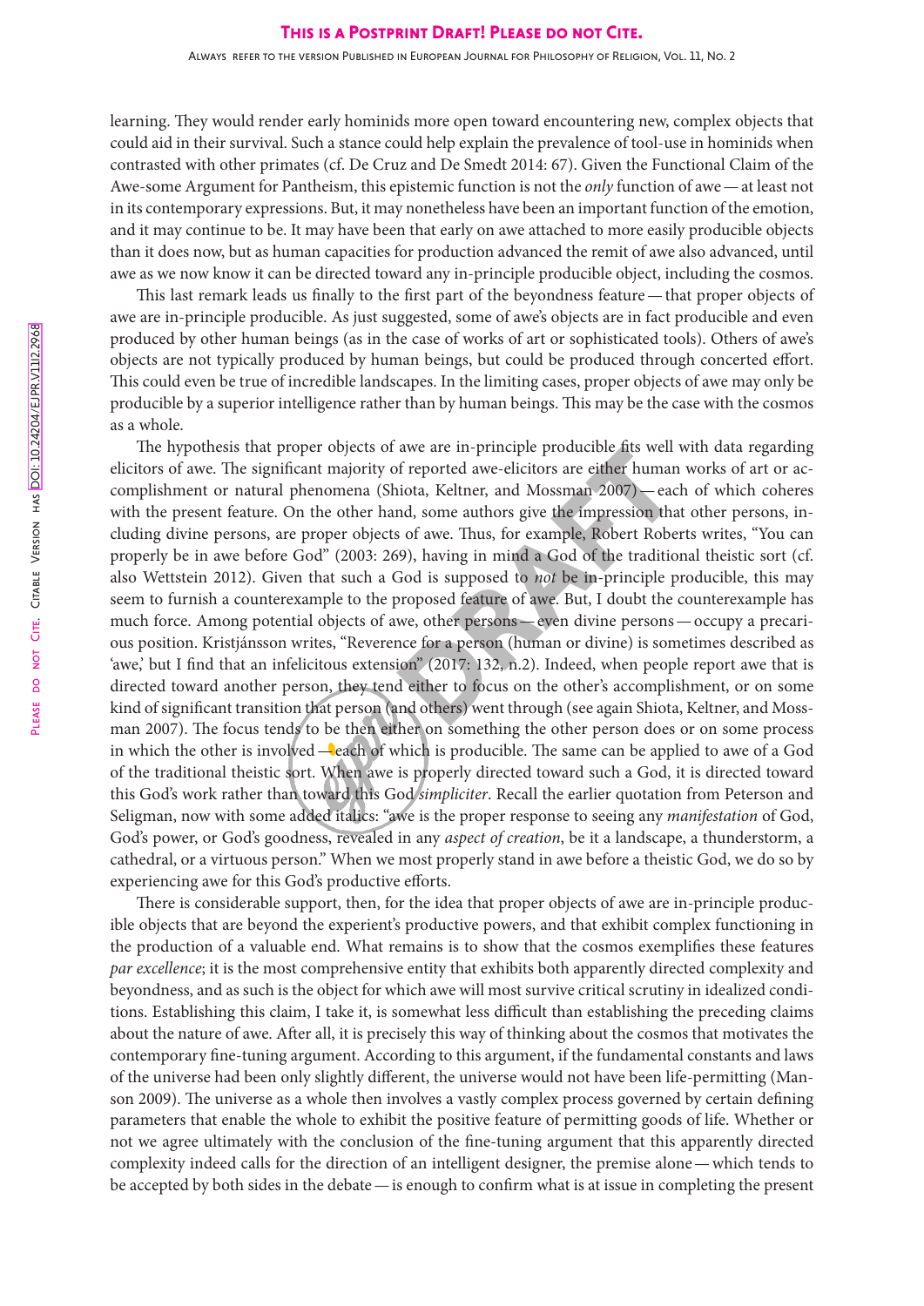learning. They would render early hominids more open toward encountering new, complex objects that could aid in their survival. Such a stance could help explain the prevalence of tool-use in hominids when contrasted with other primates (cf. De Cruz and De Smedt 2014: 67). Given the Functional Claim of the Awe-some Argument for Pantheism, this epistemic function is not the *only* function of awe — at least not in its contemporary expressions. But, it may nonetheless have been an important function of the emotion, and it may continue to be. It may have been that early on awe attached to more easily producible objects than it does now, but as human capacities for production advanced the remit of awe also advanced, until awe as we now know it can be directed toward any in-principle producible object, including the cosmos.

This last remark leads us finally to the first part of the beyondness feature — that proper objects of awe are in-principle producible. As just suggested, some of awe's objects are in fact producible and even produced by other human beings (as in the case of works of art or sophisticated tools). Others of awe's objects are not typically produced by human beings, but could be produced through concerted effort. This could even be true of incredible landscapes. In the limiting cases, proper objects of awe may only be producible by a superior intelligence rather than by human beings. This may be the case with the cosmos as a whole.

The hypothesis that proper objects of awe are in-principle producible fits well with data regarding elicitors of awe. The significant majority of reported awe-elicitors are either human works of art or accomplishment or natural phenomena (Shiota, Keltner, and Mossman 2007) — each of which coheres with the present feature. On the other hand, some authors give the impression that other persons, including divine persons, are proper objects of awe. Thus, for example, Robert Roberts writes, "You can properly be in awe before God" (2003: 269), having in mind a God of the traditional theistic sort (cf. also Wettstein 2012). Given that such a God is supposed to *not* be in-principle producible, this may seem to furnish a counterexample to the proposed feature of awe. But, I doubt the counterexample has much force. Among potential objects of awe, other persons — even divine persons — occupy a precarious position. Kristjánsson writes, "Reverence for a person (human or divine) is sometimes described as 'awe,' but I find that an infelicitous extension" (2017: 132, n.2). Indeed, when people report awe that is directed toward another person, they tend either to focus on the other's accomplishment, or on some kind of significant transition that person (and others) went through (see again Shiota, Keltner, and Mossman 2007). The focus tends to be then either on something the other person does or on some process in which the other is involved — each of which is producible. The same can be applied to awe of a God of the traditional theistic sort. When awe is properly directed toward such a God, it is directed toward this God's work rather than toward this God *simpliciter*. Recall the earlier quotation from Peterson and Seligman, now with some added italics: "awe is the proper response to seeing any *manifestation* of God, God's power, or God's goodness, revealed in any *aspect of creation*, be it a landscape, a thunderstorm, a cathedral, or a virtuous person." When we most properly stand in awe before a theistic God, we do so by experiencing awe for this God's productive efforts.

There is considerable support, then, for the idea that proper objects of awe are in-principle producible objects that are beyond the experient's productive powers, and that exhibit complex functioning in the production of a valuable end. What remains is to show that the cosmos exemplifies these features *par excellence*; it is the most comprehensive entity that exhibits both apparently directed complexity and beyondness, and as such is the object for which awe will most survive critical scrutiny in idealized conditions. Establishing this claim, I take it, is somewhat less difficult than establishing the preceding claims about the nature of awe. After all, it is precisely this way of thinking about the cosmos that motivates the contemporary fine-tuning argument. According to this argument, if the fundamental constants and laws of the universe had been only slightly different, the universe would not have been life-permitting (Manson 2009). The universe as a whole then involves a vastly complex process governed by certain defining parameters that enable the whole to exhibit the positive feature of permitting goods of life. Whether or not we agree ultimately with the conclusion of the fine-tuning argument that this apparently directed complexity indeed calls for the direction of an intelligent designer, the premise alone — which tends to be accepted by both sides in the debate — is enough to confirm what is at issue in completing the present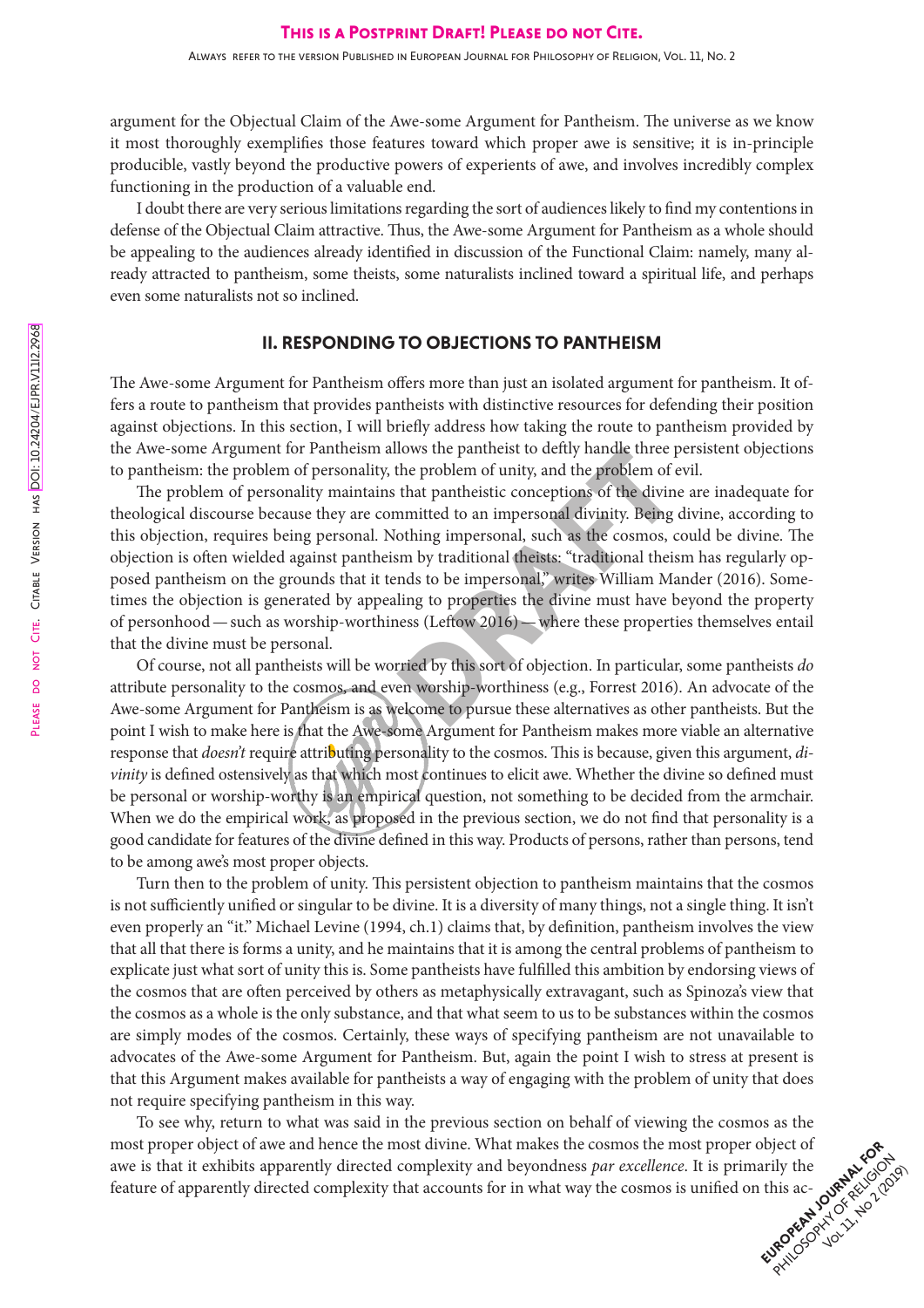argument for the Objectual Claim of the Awe-some Argument for Pantheism. The universe as we know it most thoroughly exemplifies those features toward which proper awe is sensitive; it is in-principle producible, vastly beyond the productive powers of experients of awe, and involves incredibly complex functioning in the production of a valuable end.

I doubt there are very serious limitations regarding the sort of audiences likely to find my contentions in defense of the Objectual Claim attractive. Thus, the Awe-some Argument for Pantheism as a whole should be appealing to the audiences already identified in discussion of the Functional Claim: namely, many already attracted to pantheism, some theists, some naturalists inclined toward a spiritual life, and perhaps even some naturalists not so inclined.

## II. RESPONDING TO OBJECTIONS TO PANTHEISM

The Awe-some Argument for Pantheism offers more than just an isolated argument for pantheism. It offers a route to pantheism that provides pantheists with distinctive resources for defending their position against objections. In this section, I will briefly address how taking the route to pantheism provided by the Awe-some Argument for Pantheism allows the pantheist to deftly handle three persistent objections to pantheism: the problem of personality, the problem of unity, and the problem of evil.

The problem of personality maintains that pantheistic conceptions of the divine are inadequate for theological discourse because they are committed to an impersonal divinity. Being divine, according to this objection, requires being personal. Nothing impersonal, such as the cosmos, could be divine. The objection is often wielded against pantheism by traditional theists: "traditional theism has regularly opposed pantheism on the grounds that it tends to be impersonal," writes William Mander (2016). Sometimes the objection is generated by appealing to properties the divine must have beyond the property of personhood — such as worship-worthiness (Leftow 2016) — where these properties themselves entail that the divine must be personal.

Of course, not all pantheists will be worried by this sort of objection. In particular, some pantheists *do* attribute personality to the cosmos, and even worship-worthiness (e.g., Forrest 2016). An advocate of the Awe-some Argument for Pantheism is as welcome to pursue these alternatives as other pantheists. But the point I wish to make here is that the Awe-some Argument for Pantheism makes more viable an alternative response that *doesn't* require attributing personality to the cosmos. This is because, given this argument, *divinity* is defined ostensively as that which most continues to elicit awe. Whether the divine so defined must be personal or worship-worthy is an empirical question, not something to be decided from the armchair. When we do the empirical work, as proposed in the previous section, we do not find that personality is a good candidate for features of the divine defined in this way. Products of persons, rather than persons, tend to be among awe's most proper objects.

Turn then to the problem of unity. This persistent objection to pantheism maintains that the cosmos is not sufficiently unified or singular to be divine. It is a diversity of many things, not a single thing. It isn't even properly an "it." Michael Levine (1994, ch.1) claims that, by definition, pantheism involves the view that all that there is forms a unity, and he maintains that it is among the central problems of pantheism to explicate just what sort of unity this is. Some pantheists have fulfilled this ambition by endorsing views of the cosmos that are often perceived by others as metaphysically extravagant, such as Spinoza's view that the cosmos as a whole is the only substance, and that what seem to us to be substances within the cosmos are simply modes of the cosmos. Certainly, these ways of specifying pantheism are not unavailable to advocates of the Awe-some Argument for Pantheism. But, again the point I wish to stress at present is that this Argument makes available for pantheists a way of engaging with the problem of unity that does not require specifying pantheism in this way.

To see why, return to what was said in the previous section on behalf of viewing the cosmos as the most proper object of awe and hence the most divine. What makes the cosmos the most proper object of awe is that it exhibits apparently directed complexity and beyondness *par excellence*. It is primarily the feature of apparently directed complexity that accounts for in what way the cosmos is unified on this ac-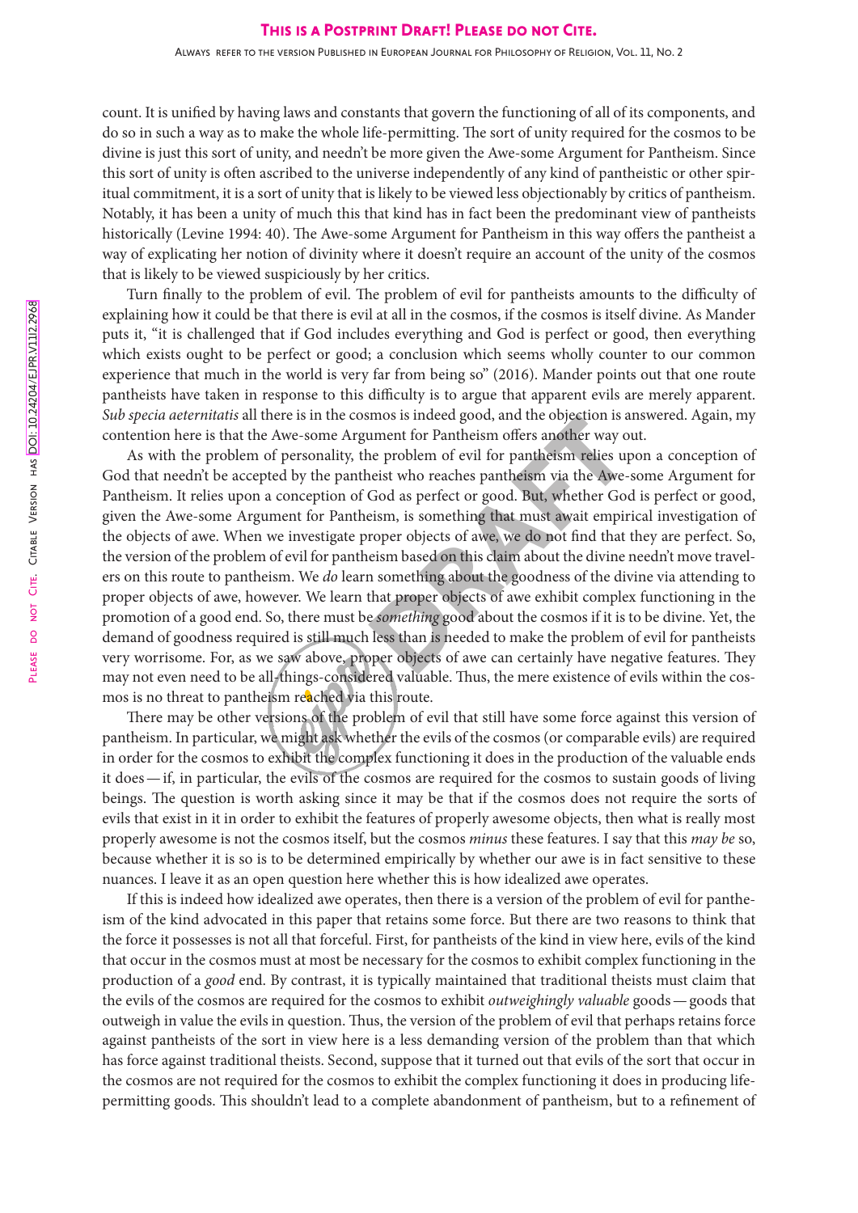count. It is unified by having laws and constants that govern the functioning of all of its components, and do so in such a way as to make the whole life-permitting. The sort of unity required for the cosmos to be divine is just this sort of unity, and needn't be more given the Awe-some Argument for Pantheism. Since this sort of unity is often ascribed to the universe independently of any kind of pantheistic or other spiritual commitment, it is a sort of unity that is likely to be viewed less objectionably by critics of pantheism. Notably, it has been a unity of much this that kind has in fact been the predominant view of pantheists historically (Levine 1994: 40). The Awe-some Argument for Pantheism in this way offers the pantheist a way of explicating her notion of divinity where it doesn't require an account of the unity of the cosmos that is likely to be viewed suspiciously by her critics.

Turn finally to the problem of evil. The problem of evil for pantheists amounts to the difficulty of explaining how it could be that there is evil at all in the cosmos, if the cosmos is itself divine. As Mander puts it, "it is challenged that if God includes everything and God is perfect or good, then everything which exists ought to be perfect or good; a conclusion which seems wholly counter to our common experience that much in the world is very far from being so" (2016). Mander points out that one route pantheists have taken in response to this difficulty is to argue that apparent evils are merely apparent. *Sub specia aeternitatis* all there is in the cosmos is indeed good, and the objection is answered. Again, my contention here is that the Awe-some Argument for Pantheism offers another way out.

As with the problem of personality, the problem of evil for pantheism relies upon a conception of God that needn't be accepted by the pantheist who reaches pantheism via the Awe-some Argument for Pantheism. It relies upon a conception of God as perfect or good. But, whether God is perfect or good, given the Awe-some Argument for Pantheism, is something that must await empirical investigation of the objects of awe. When we investigate proper objects of awe, we do not find that they are perfect. So, the version of the problem of evil for pantheism based on this claim about the divine needn't move travelers on this route to pantheism. We *do* learn something about the goodness of the divine via attending to proper objects of awe, however. We learn that proper objects of awe exhibit complex functioning in the promotion of a good end. So, there must be *something* good about the cosmos if it is to be divine. Yet, the demand of goodness required is still much less than is needed to make the problem of evil for pantheists very worrisome. For, as we saw above, proper objects of awe can certainly have negative features. They may not even need to be all-things-considered valuable. Thus, the mere existence of evils within the cosmos is no threat to pantheism reached via this route.

There may be other versions of the problem of evil that still have some force against this version of pantheism. In particular, we might ask whether the evils of the cosmos (or comparable evils) are required in order for the cosmos to exhibit the complex functioning it does in the production of the valuable ends it does — if, in particular, the evils of the cosmos are required for the cosmos to sustain goods of living beings. The question is worth asking since it may be that if the cosmos does not require the sorts of evils that exist in it in order to exhibit the features of properly awesome objects, then what is really most properly awesome is not the cosmos itself, but the cosmos *minus* these features. I say that this *may be* so, because whether it is so is to be determined empirically by whether our awe is in fact sensitive to these nuances. I leave it as an open question here whether this is how idealized awe operates.

If this is indeed how idealized awe operates, then there is a version of the problem of evil for pantheism of the kind advocated in this paper that retains some force. But there are two reasons to think that the force it possesses is not all that forceful. First, for pantheists of the kind in view here, evils of the kind that occur in the cosmos must at most be necessary for the cosmos to exhibit complex functioning in the production of a *good* end. By contrast, it is typically maintained that traditional theists must claim that the evils of the cosmos are required for the cosmos to exhibit *outweighingly valuable* goods — goods that outweigh in value the evils in question. Thus, the version of the problem of evil that perhaps retains force against pantheists of the sort in view here is a less demanding version of the problem than that which has force against traditional theists. Second, suppose that it turned out that evils of the sort that occur in the cosmos are not required for the cosmos to exhibit the complex functioning it does in producing life-permitting goods. This shouldn't lead to a complete abandonment of pantheism, but to a refinement of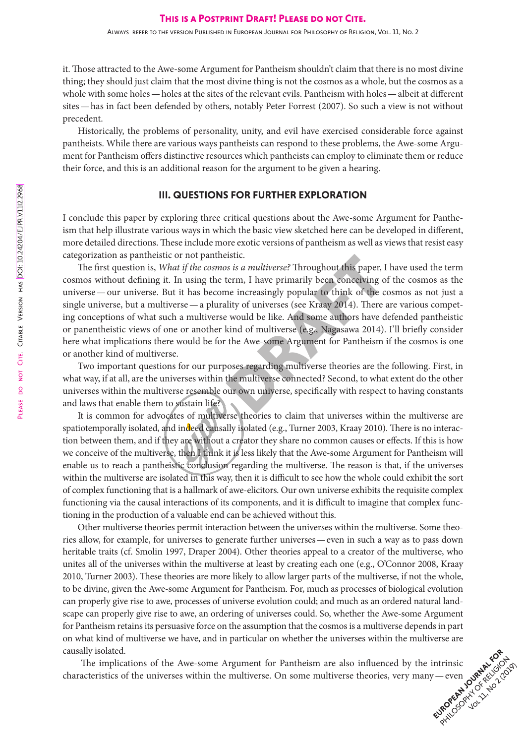it. Those attracted to the Awe-some Argument for Pantheism shouldn't claim that there is no most divine thing; they should just claim that the most divine thing is not the cosmos as a whole, but the cosmos as a whole with some holes — holes at the sites of the relevant evils. Pantheism with holes — albeit at different sites — has in fact been defended by others, notably Peter Forrest (2007). So such a view is not without precedent.

Historically, the problems of personality, unity, and evil have exercised considerable force against pantheists. While there are various ways pantheists can respond to these problems, the Awe-some Argument for Pantheism offers distinctive resources which pantheists can employ to eliminate them or reduce their force, and this is an additional reason for the argument to be given a hearing.

## III. QUESTIONS FOR FURTHER EXPLORATION

I conclude this paper by exploring three critical questions about the Awe-some Argument for Pantheism that help illustrate various ways in which the basic view sketched here can be developed in different, more detailed directions. These include more exotic versions of pantheism as well as views that resist easy categorization as pantheistic or not pantheistic.

The first question is, *What if the cosmos is a multiverse?* Throughout this paper, I have used the term cosmos without defining it. In using the term, I have primarily been conceiving of the cosmos as the universe — our universe. But it has become increasingly popular to think of the cosmos as not just a single universe, but a multiverse — a plurality of universes (see Kraay 2014). There are various competing conceptions of what such a multiverse would be like. And some authors have defended pantheistic or panentheistic views of one or another kind of multiverse (e.g., Nagasawa 2014). I'll briefly consider here what implications there would be for the Awe-some Argument for Pantheism if the cosmos is one or another kind of multiverse.

Two important questions for our purposes regarding multiverse theories are the following. First, in what way, if at all, are the universes within the multiverse connected? Second, to what extent do the other universes within the multiverse resemble our own universe, specifically with respect to having constants and laws that enable them to sustain life?

It is common for advocates of multiverse theories to claim that universes within the multiverse are spatiotemporally isolated, and indeed causally isolated (e.g., Turner 2003, Kraay 2010). There is no interaction between them, and if they are without a creator they share no common causes or effects. If this is how we conceive of the multiverse, then I think it is less likely that the Awe-some Argument for Pantheism will enable us to reach a pantheistic conclusion regarding the multiverse. The reason is that, if the universes within the multiverse are isolated in this way, then it is difficult to see how the whole could exhibit the sort of complex functioning that is a hallmark of awe-elicitors. Our own universe exhibits the requisite complex functioning via the causal interactions of its components, and it is difficult to imagine that complex functioning in the production of a valuable end can be achieved without this.

Other multiverse theories permit interaction between the universes within the multiverse. Some theories allow, for example, for universes to generate further universes — even in such a way as to pass down heritable traits (cf. Smolin 1997, Draper 2004). Other theories appeal to a creator of the multiverse, who unites all of the universes within the multiverse at least by creating each one (e.g., O'Connor 2008, Kraay 2010, Turner 2003). These theories are more likely to allow larger parts of the multiverse, if not the whole, to be divine, given the Awe-some Argument for Pantheism. For, much as processes of biological evolution can properly give rise to awe, processes of universe evolution could; and much as an ordered natural landscape can properly give rise to awe, an ordering of universes could. So, whether the Awe-some Argument for Pantheism retains its persuasive force on the assumption that the cosmos is a multiverse depends in part on what kind of multiverse we have, and in particular on whether the universes within the multiverse are causally isolated.

The implications of the Awe-some Argument for Pantheism are also influenced by the intrinsic characteristics of the universes within the multiverse. On some multiverse theories, very many — even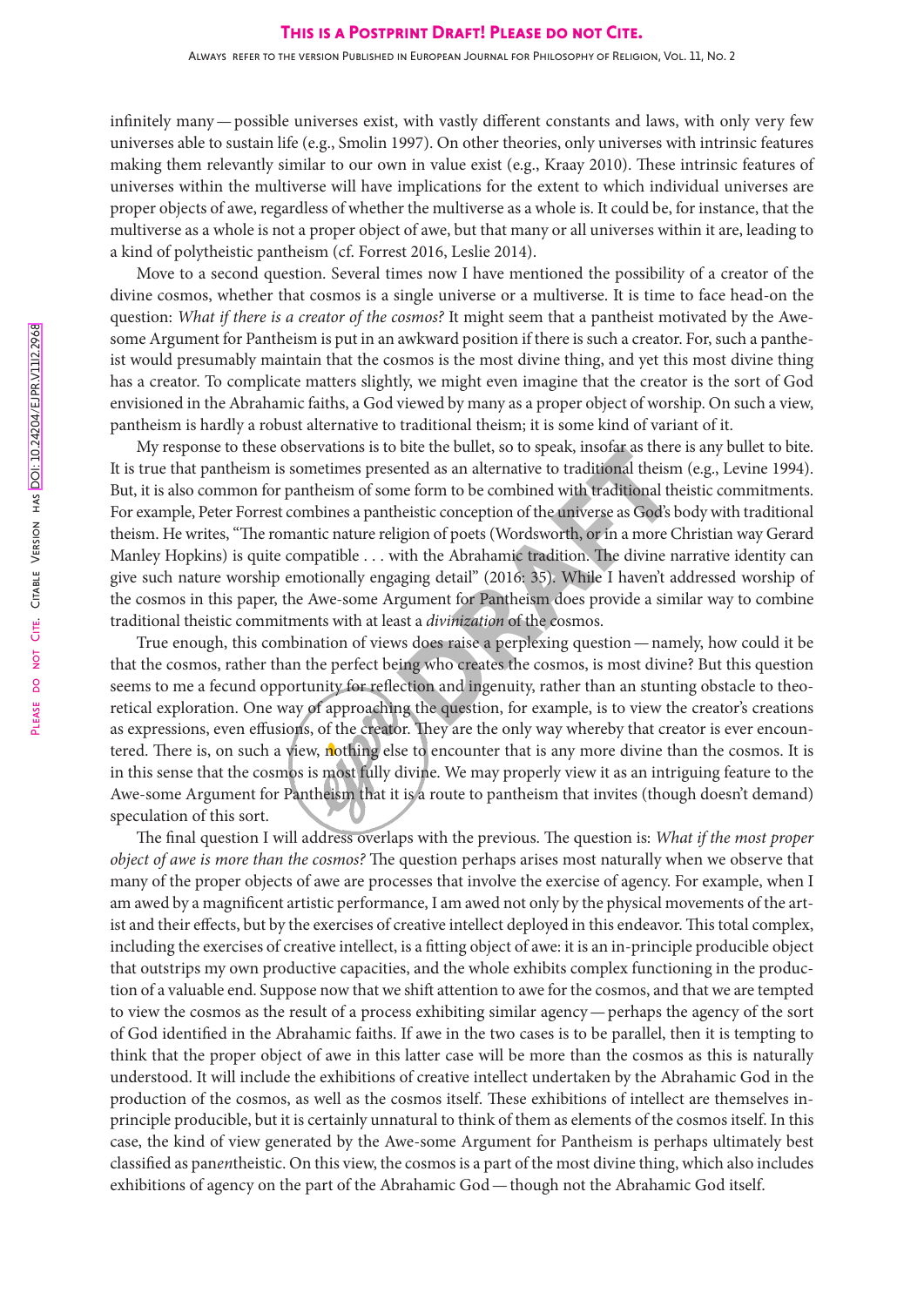infinitely many — possible universes exist, with vastly different constants and laws, with only very few universes able to sustain life (e.g., Smolin 1997). On other theories, only universes with intrinsic features making them relevantly similar to our own in value exist (e.g., Kraay 2010). These intrinsic features of universes within the multiverse will have implications for the extent to which individual universes are proper objects of awe, regardless of whether the multiverse as a whole is. It could be, for instance, that the multiverse as a whole is not a proper object of awe, but that many or all universes within it are, leading to a kind of polytheistic pantheism (cf. Forrest 2016, Leslie 2014).

Move to a second question. Several times now I have mentioned the possibility of a creator of the divine cosmos, whether that cosmos is a single universe or a multiverse. It is time to face head-on the question: *What if there is a creator of the cosmos?* It might seem that a pantheist motivated by the Awe-some Argument for Pantheism is put in an awkward position if there is such a creator. For, such a pantheist would presumably maintain that the cosmos is the most divine thing, and yet this most divine thing has a creator. To complicate matters slightly, we might even imagine that the creator is the sort of God envisioned in the Abrahamic faiths, a God viewed by many as a proper object of worship. On such a view, pantheism is hardly a robust alternative to traditional theism; it is some kind of variant of it.

My response to these observations is to bite the bullet, so to speak, insofar as there is any bullet to bite. It is true that pantheism is sometimes presented as an alternative to traditional theism (e.g., Levine 1994). But, it is also common for pantheism of some form to be combined with traditional theistic commitments. For example, Peter Forrest combines a pantheistic conception of the universe as God's body with traditional theism. He writes, "The romantic nature religion of poets (Wordsworth, or in a more Christian way Gerard Manley Hopkins) is quite compatible . . . with the Abrahamic tradition. The divine narrative identity can give such nature worship emotionally engaging detail" (2016: 35). While I haven't addressed worship of the cosmos in this paper, the Awe-some Argument for Pantheism does provide a similar way to combine traditional theistic commitments with at least a *divinization* of the cosmos.

True enough, this combination of views does raise a perplexing question — namely, how could it be that the cosmos, rather than the perfect being who creates the cosmos, is most divine? But this question seems to me a fecund opportunity for reflection and ingenuity, rather than an stunting obstacle to theoretical exploration. One way of approaching the question, for example, is to view the creator's creations as expressions, even effusions, of the creator. They are the only way whereby that creator is ever encountered. There is, on such a view, nothing else to encounter that is any more divine than the cosmos. It is in this sense that the cosmos is most fully divine. We may properly view it as an intriguing feature to the Awe-some Argument for Pantheism that it is a route to pantheism that invites (though doesn't demand) speculation of this sort.

The final question I will address overlaps with the previous. The question is: *What if the most proper object of awe is more than the cosmos?* The question perhaps arises most naturally when we observe that many of the proper objects of awe are processes that involve the exercise of agency. For example, when I am awed by a magnificent artistic performance, I am awed not only by the physical movements of the artist and their effects, but by the exercises of creative intellect deployed in this endeavor. This total complex, including the exercises of creative intellect, is a fitting object of awe: it is an in-principle producible object that outstrips my own productive capacities, and the whole exhibits complex functioning in the production of a valuable end. Suppose now that we shift attention to awe for the cosmos, and that we are tempted to view the cosmos as the result of a process exhibiting similar agency — perhaps the agency of the sort of God identified in the Abrahamic faiths. If awe in the two cases is to be parallel, then it is tempting to think that the proper object of awe in this latter case will be more than the cosmos as this is naturally understood. It will include the exhibitions of creative intellect undertaken by the Abrahamic God in the production of the cosmos, as well as the cosmos itself. These exhibitions of intellect are themselves in-principle producible, but it is certainly unnatural to think of them as elements of the cosmos itself. In this case, the kind of view generated by the Awe-some Argument for Pantheism is perhaps ultimately best classified as pan*en*theistic. On this view, the cosmos is a part of the most divine thing, which also includes exhibitions of agency on the part of the Abrahamic God — though not the Abrahamic God itself.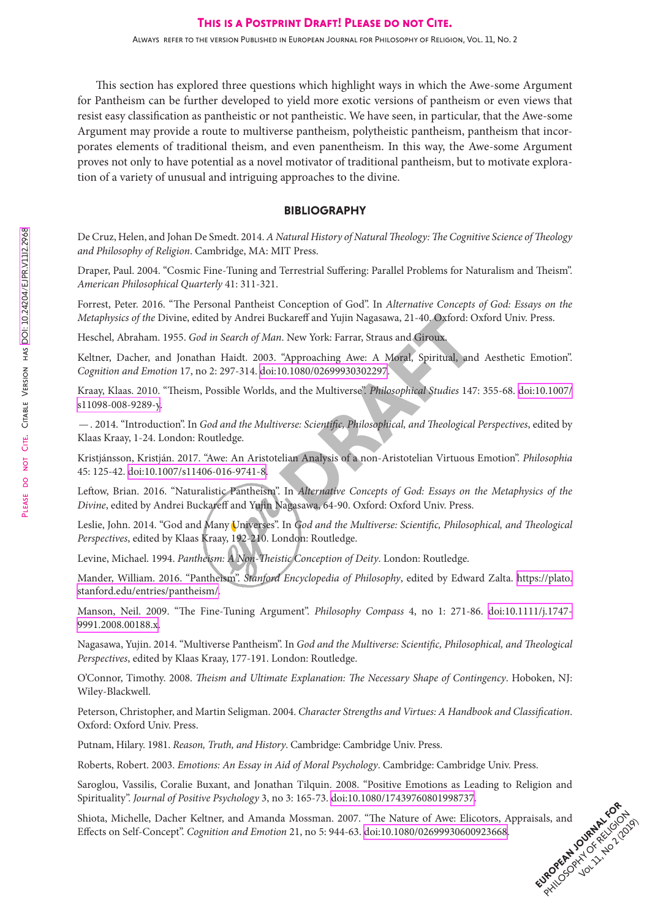This section has explored three questions which highlight ways in which the Awe-some Argument for Pantheism can be further developed to yield more exotic versions of pantheism or even views that resist easy classification as pantheistic or not pantheistic. We have seen, in particular, that the Awe-some Argument may provide a route to multiverse pantheism, polytheistic pantheism, pantheism that incorporates elements of traditional theism, and even panentheism. In this way, the Awe-some Argument proves not only to have potential as a novel motivator of traditional pantheism, but to motivate exploration of a variety of unusual and intriguing approaches to the divine.

## BIBLIOGRAPHY

De Cruz, Helen, and Johan De Smedt. 2014. *A Natural History of Natural Theology: The Cognitive Science of Theology and Philosophy of Religion*. Cambridge, MA: MIT Press.

Draper, Paul. 2004. "Cosmic Fine-Tuning and Terrestrial Suffering: Parallel Problems for Naturalism and Theism". *American Philosophical Quarterly* 41: 311-321.

Forrest, Peter. 2016. "The Personal Pantheist Conception of God". In *Alternative Concepts of God: Essays on the Metaphysics of the* Divine, edited by Andrei Buckareff and Yujin Nagasawa, 21-40. Oxford: Oxford Univ. Press.

Heschel, Abraham. 1955. *God in Search of Man*. New York: Farrar, Straus and Giroux.

Keltner, Dacher, and Jonathan Haidt. 2003. "Approaching Awe: A Moral, Spiritual, and Aesthetic Emotion". *Cognition and Emotion* 17, no 2: 297-314. doi:10.1080/02699930302297.

Kraay, Klaas. 2010. "Theism, Possible Worlds, and the Multiverse". *Philosophical Studies* 147: 355-68. doi:10.1007/s11098-008-9289-y.

—. 2014. "Introduction". In *God and the Multiverse: Scientific, Philosophical, and Theological Perspectives*, edited by Klaas Kraay, 1-24. London: Routledge.

Kristjánsson, Kristján. 2017. "Awe: An Aristotelian Analysis of a non-Aristotelian Virtuous Emotion". *Philosophia* 45: 125-42. doi:10.1007/s11406-016-9741-8.

Leftow, Brian. 2016. "Naturalistic Pantheism". In *Alternative Concepts of God: Essays on the Metaphysics of the Divine*, edited by Andrei Buckareff and Yujin Nagasawa, 64-90. Oxford: Oxford Univ. Press.

Leslie, John. 2014. "God and Many Universes". In *God and the Multiverse: Scientific, Philosophical, and Theological Perspectives*, edited by Klaas Kraay, 192-210. London: Routledge.

Levine, Michael. 1994. *Pantheism: A Non-Theistic Conception of Deity*. London: Routledge.

Mander, William. 2016. "Pantheism". *Stanford Encyclopedia of Philosophy*, edited by Edward Zalta. https://plato.stanford.edu/entries/pantheism/.

Manson, Neil. 2009. "The Fine-Tuning Argument". *Philosophy Compass* 4, no 1: 271-86. doi:10.1111/j.1747-9991.2008.00188.x.

Nagasawa, Yujin. 2014. "Multiverse Pantheism". In *God and the Multiverse: Scientific, Philosophical, and Theological Perspectives*, edited by Klaas Kraay, 177-191. London: Routledge.

O'Connor, Timothy. 2008. *Theism and Ultimate Explanation: The Necessary Shape of Contingency*. Hoboken, NJ: Wiley-Blackwell.

Peterson, Christopher, and Martin Seligman. 2004. *Character Strengths and Virtues: A Handbook and Classification*. Oxford: Oxford Univ. Press.

Putnam, Hilary. 1981. *Reason, Truth, and History*. Cambridge: Cambridge Univ. Press.

Roberts, Robert. 2003. *Emotions: An Essay in Aid of Moral Psychology*. Cambridge: Cambridge Univ. Press.

Saroglou, Vassilis, Coralie Buxant, and Jonathan Tilquin. 2008. "Positive Emotions as Leading to Religion and Spirituality". *Journal of Positive Psychology* 3, no 3: 165-73. doi:10.1080/17439760801998737.

Shiota, Michelle, Dacher Keltner, and Amanda Mossman. 2007. "The Nature of Awe: Elicotors, Appraisals, and Effects on Self-Concept". *Cognition and Emotion* 21, no 5: 944-63. doi:10.1080/02699930600923668.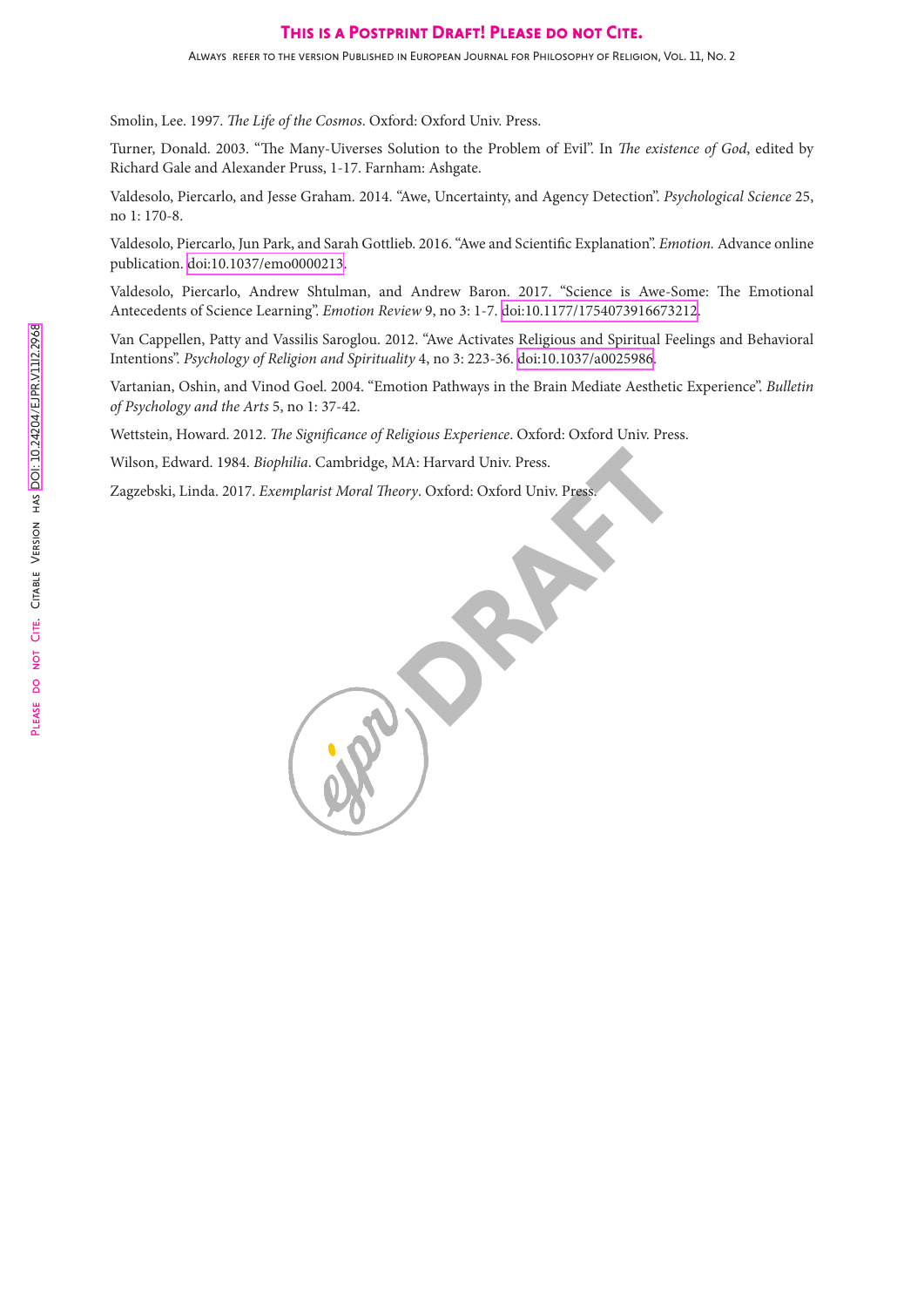Smolin, Lee. 1997. *The Life of the Cosmos*. Oxford: Oxford Univ. Press.

Turner, Donald. 2003. "The Many-Uiverses Solution to the Problem of Evil". In *The existence of God*, edited by Richard Gale and Alexander Pruss, 1-17. Farnham: Ashgate.

Valdesolo, Piercarlo, and Jesse Graham. 2014. "Awe, Uncertainty, and Agency Detection". *Psychological Science* 25, no 1: 170-8.

Valdesolo, Piercarlo, Jun Park, and Sarah Gottlieb. 2016. "Awe and Scientific Explanation". *Emotion.* Advance online publication. doi:10.1037/emo0000213.

Valdesolo, Piercarlo, Andrew Shtulman, and Andrew Baron. 2017. "Science is Awe-Some: The Emotional Antecedents of Science Learning". *Emotion Review* 9, no 3: 1-7. doi:10.1177/1754073916673212.

Van Cappellen, Patty and Vassilis Saroglou. 2012. "Awe Activates Religious and Spiritual Feelings and Behavioral Intentions". *Psychology of Religion and Spirituality* 4, no 3: 223-36. doi:10.1037/a0025986.

Vartanian, Oshin, and Vinod Goel. 2004. "Emotion Pathways in the Brain Mediate Aesthetic Experience". *Bulletin of Psychology and the Arts* 5, no 1: 37-42.

Wettstein, Howard. 2012. *The Significance of Religious Experience*. Oxford: Oxford Univ. Press.

Wilson, Edward. 1984. *Biophilia*. Cambridge, MA: Harvard Univ. Press.

Zagzebski, Linda. 2017. *Exemplarist Moral Theory*. Oxford: Oxford Univ. Press.